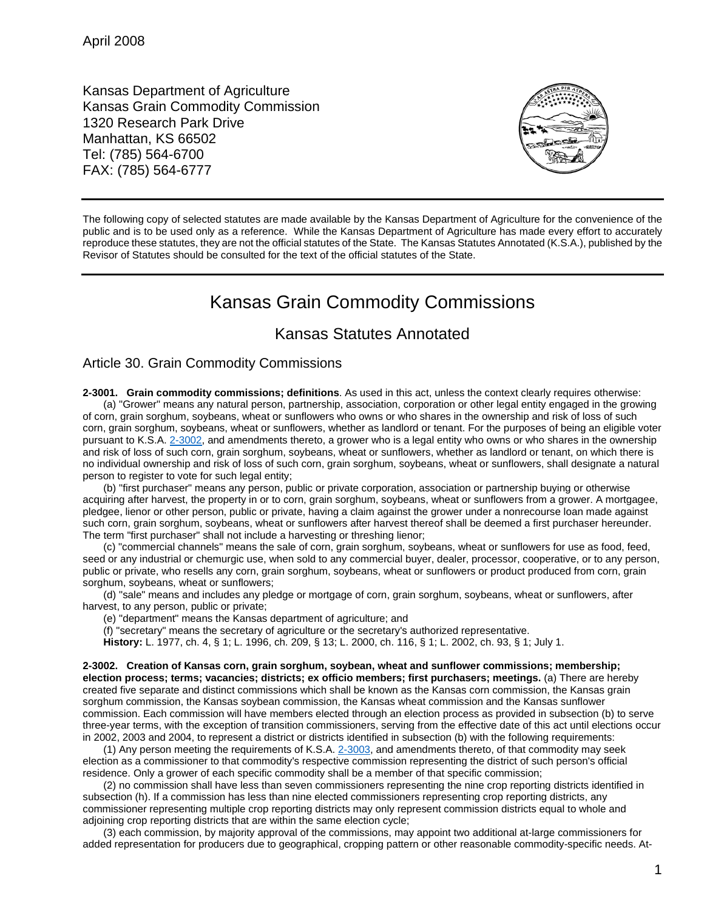April 2008

Kansas Department of Agriculture
Kansas Grain Commodity Commission
1320 Research Park Drive
Manhattan, KS 66502
Tel: (785) 564-6700
FAX: (785) 564-6777

---

The following copy of selected statutes are made available by the Kansas Department of Agriculture for the convenience of the public and is to be used only as a reference. While the Kansas Department of Agriculture has made every effort to accurately reproduce these statutes, they are not the official statutes of the State. The Kansas Statutes Annotated (K.S.A.), published by the Revisor of Statutes should be consulted for the text of the official statutes of the State.

---

# Kansas Grain Commodity Commissions

## Kansas Statutes Annotated

### Article 30. Grain Commodity Commissions

**2-3001. Grain commodity commissions; definitions**. As used in this act, unless the context clearly requires otherwise:

(a) "Grower" means any natural person, partnership, association, corporation or other legal entity engaged in the growing of corn, grain sorghum, soybeans, wheat or sunflowers who owns or who shares in the ownership and risk of loss of such corn, grain sorghum, soybeans, wheat or sunflowers, whether as landlord or tenant. For the purposes of being an eligible voter pursuant to K.S.A. 2-3002, and amendments thereto, a grower who is a legal entity who owns or who shares in the ownership and risk of loss of such corn, grain sorghum, soybeans, wheat or sunflowers, whether as landlord or tenant, on which there is no individual ownership and risk of loss of such corn, grain sorghum, soybeans, wheat or sunflowers, shall designate a natural person to register to vote for such legal entity;

(b) "first purchaser" means any person, public or private corporation, association or partnership buying or otherwise acquiring after harvest, the property in or to corn, grain sorghum, soybeans, wheat or sunflowers from a grower. A mortgagee, pledgee, lienor or other person, public or private, having a claim against the grower under a nonrecourse loan made against such corn, grain sorghum, soybeans, wheat or sunflowers after harvest thereof shall be deemed a first purchaser hereunder. The term "first purchaser" shall not include a harvesting or threshing lienor;

(c) "commercial channels" means the sale of corn, grain sorghum, soybeans, wheat or sunflowers for use as food, feed, seed or any industrial or chemurgic use, when sold to any commercial buyer, dealer, processor, cooperative, or to any person, public or private, who resells any corn, grain sorghum, soybeans, wheat or sunflowers or product produced from corn, grain sorghum, soybeans, wheat or sunflowers;

(d) "sale" means and includes any pledge or mortgage of corn, grain sorghum, soybeans, wheat or sunflowers, after harvest, to any person, public or private;

(e) "department" means the Kansas department of agriculture; and

(f) "secretary" means the secretary of agriculture or the secretary's authorized representative.

**History:** L. 1977, ch. 4, § 1; L. 1996, ch. 209, § 13; L. 2000, ch. 116, § 1; L. 2002, ch. 93, § 1; July 1.

**2-3002. Creation of Kansas corn, grain sorghum, soybean, wheat and sunflower commissions; membership; election process; terms; vacancies; districts; ex officio members; first purchasers; meetings.** (a) There are hereby created five separate and distinct commissions which shall be known as the Kansas corn commission, the Kansas grain sorghum commission, the Kansas soybean commission, the Kansas wheat commission and the Kansas sunflower commission. Each commission will have members elected through an election process as provided in subsection (b) to serve three-year terms, with the exception of transition commissioners, serving from the effective date of this act until elections occur in 2002, 2003 and 2004, to represent a district or districts identified in subsection (b) with the following requirements:

(1) Any person meeting the requirements of K.S.A. 2-3003, and amendments thereto, of that commodity may seek election as a commissioner to that commodity's respective commission representing the district of such person's official residence. Only a grower of each specific commodity shall be a member of that specific commission;

(2) no commission shall have less than seven commissioners representing the nine crop reporting districts identified in subsection (h). If a commission has less than nine elected commissioners representing crop reporting districts, any commissioner representing multiple crop reporting districts may only represent commission districts equal to whole and adjoining crop reporting districts that are within the same election cycle;

(3) each commission, by majority approval of the commissions, may appoint two additional at-large commissioners for added representation for producers due to geographical, cropping pattern or other reasonable commodity-specific needs. At-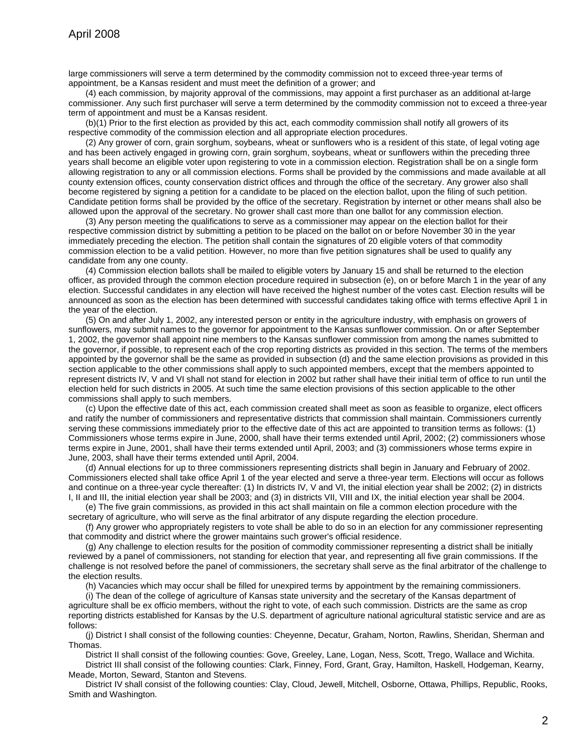large commissioners will serve a term determined by the commodity commission not to exceed three-year terms of appointment, be a Kansas resident and must meet the definition of a grower; and

(4) each commission, by majority approval of the commissions, may appoint a first purchaser as an additional at-large commissioner. Any such first purchaser will serve a term determined by the commodity commission not to exceed a three-year term of appointment and must be a Kansas resident.

(b)(1) Prior to the first election as provided by this act, each commodity commission shall notify all growers of its respective commodity of the commission election and all appropriate election procedures.

(2) Any grower of corn, grain sorghum, soybeans, wheat or sunflowers who is a resident of this state, of legal voting age and has been actively engaged in growing corn, grain sorghum, soybeans, wheat or sunflowers within the preceding three years shall become an eligible voter upon registering to vote in a commission election. Registration shall be on a single form allowing registration to any or all commission elections. Forms shall be provided by the commissions and made available at all county extension offices, county conservation district offices and through the office of the secretary. Any grower also shall become registered by signing a petition for a candidate to be placed on the election ballot, upon the filing of such petition. Candidate petition forms shall be provided by the office of the secretary. Registration by internet or other means shall also be allowed upon the approval of the secretary. No grower shall cast more than one ballot for any commission election.

(3) Any person meeting the qualifications to serve as a commissioner may appear on the election ballot for their respective commission district by submitting a petition to be placed on the ballot on or before November 30 in the year immediately preceding the election. The petition shall contain the signatures of 20 eligible voters of that commodity commission election to be a valid petition. However, no more than five petition signatures shall be used to qualify any candidate from any one county.

(4) Commission election ballots shall be mailed to eligible voters by January 15 and shall be returned to the election officer, as provided through the common election procedure required in subsection (e), on or before March 1 in the year of any election. Successful candidates in any election will have received the highest number of the votes cast. Election results will be announced as soon as the election has been determined with successful candidates taking office with terms effective April 1 in the year of the election.

(5) On and after July 1, 2002, any interested person or entity in the agriculture industry, with emphasis on growers of sunflowers, may submit names to the governor for appointment to the Kansas sunflower commission. On or after September 1, 2002, the governor shall appoint nine members to the Kansas sunflower commission from among the names submitted to the governor, if possible, to represent each of the crop reporting districts as provided in this section. The terms of the members appointed by the governor shall be the same as provided in subsection (d) and the same election provisions as provided in this section applicable to the other commissions shall apply to such appointed members, except that the members appointed to represent districts IV, V and VI shall not stand for election in 2002 but rather shall have their initial term of office to run until the election held for such districts in 2005. At such time the same election provisions of this section applicable to the other commissions shall apply to such members.

(c) Upon the effective date of this act, each commission created shall meet as soon as feasible to organize, elect officers and ratify the number of commissioners and representative districts that commission shall maintain. Commissioners currently serving these commissions immediately prior to the effective date of this act are appointed to transition terms as follows: (1) Commissioners whose terms expire in June, 2000, shall have their terms extended until April, 2002; (2) commissioners whose terms expire in June, 2001, shall have their terms extended until April, 2003; and (3) commissioners whose terms expire in June, 2003, shall have their terms extended until April, 2004.

(d) Annual elections for up to three commissioners representing districts shall begin in January and February of 2002. Commissioners elected shall take office April 1 of the year elected and serve a three-year term. Elections will occur as follows and continue on a three-year cycle thereafter: (1) In districts IV, V and VI, the initial election year shall be 2002; (2) in districts I, II and III, the initial election year shall be 2003; and (3) in districts VII, VIII and IX, the initial election year shall be 2004.

(e) The five grain commissions, as provided in this act shall maintain on file a common election procedure with the secretary of agriculture, who will serve as the final arbitrator of any dispute regarding the election procedure.

(f) Any grower who appropriately registers to vote shall be able to do so in an election for any commissioner representing that commodity and district where the grower maintains such grower's official residence.

(g) Any challenge to election results for the position of commodity commissioner representing a district shall be initially reviewed by a panel of commissioners, not standing for election that year, and representing all five grain commissions. If the challenge is not resolved before the panel of commissioners, the secretary shall serve as the final arbitrator of the challenge to the election results.

(h) Vacancies which may occur shall be filled for unexpired terms by appointment by the remaining commissioners.

(i) The dean of the college of agriculture of Kansas state university and the secretary of the Kansas department of agriculture shall be ex officio members, without the right to vote, of each such commission. Districts are the same as crop reporting districts established for Kansas by the U.S. department of agriculture national agricultural statistic service and are as follows:

(j) District I shall consist of the following counties: Cheyenne, Decatur, Graham, Norton, Rawlins, Sheridan, Sherman and Thomas.

District II shall consist of the following counties: Gove, Greeley, Lane, Logan, Ness, Scott, Trego, Wallace and Wichita.

District III shall consist of the following counties: Clark, Finney, Ford, Grant, Gray, Hamilton, Haskell, Hodgeman, Kearny, Meade, Morton, Seward, Stanton and Stevens.

District IV shall consist of the following counties: Clay, Cloud, Jewell, Mitchell, Osborne, Ottawa, Phillips, Republic, Rooks, Smith and Washington.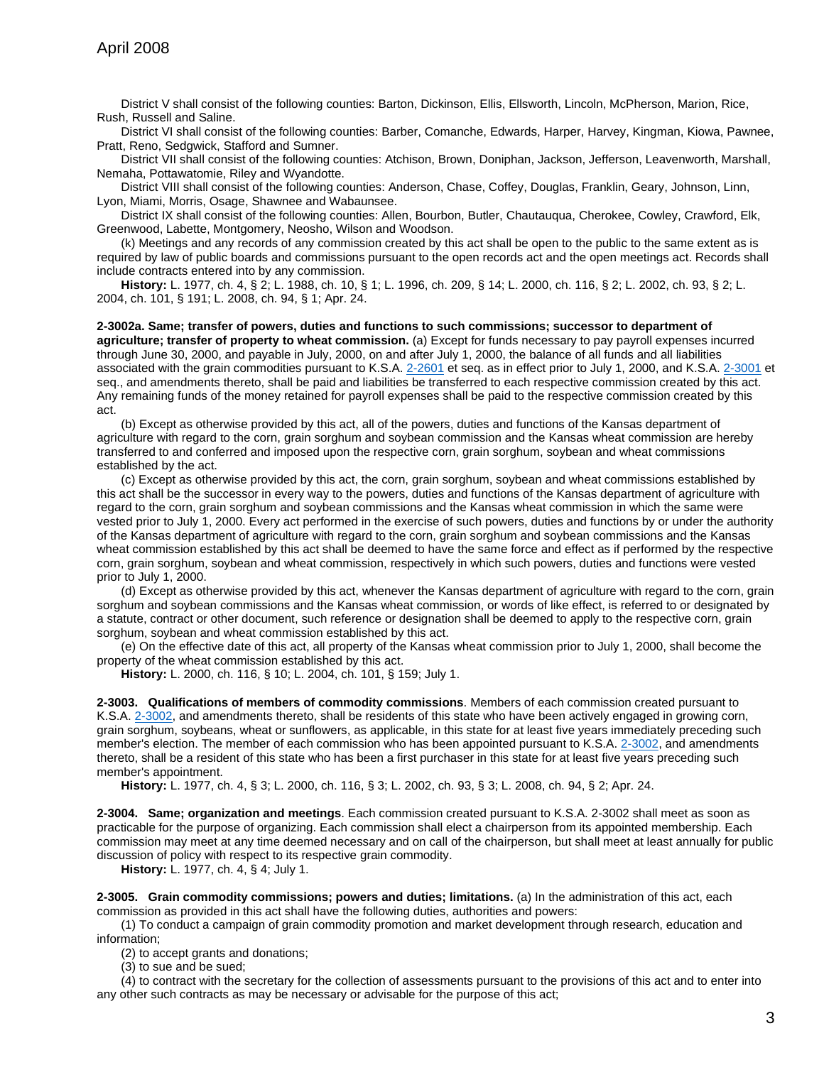District V shall consist of the following counties: Barton, Dickinson, Ellis, Ellsworth, Lincoln, McPherson, Marion, Rice, Rush, Russell and Saline.

District VI shall consist of the following counties: Barber, Comanche, Edwards, Harper, Harvey, Kingman, Kiowa, Pawnee, Pratt, Reno, Sedgwick, Stafford and Sumner.

District VII shall consist of the following counties: Atchison, Brown, Doniphan, Jackson, Jefferson, Leavenworth, Marshall, Nemaha, Pottawatomie, Riley and Wyandotte.

District VIII shall consist of the following counties: Anderson, Chase, Coffey, Douglas, Franklin, Geary, Johnson, Linn, Lyon, Miami, Morris, Osage, Shawnee and Wabaunsee.

District IX shall consist of the following counties: Allen, Bourbon, Butler, Chautauqua, Cherokee, Cowley, Crawford, Elk, Greenwood, Labette, Montgomery, Neosho, Wilson and Woodson.

(k) Meetings and any records of any commission created by this act shall be open to the public to the same extent as is required by law of public boards and commissions pursuant to the open records act and the open meetings act. Records shall include contracts entered into by any commission.

**History:** L. 1977, ch. 4, § 2; L. 1988, ch. 10, § 1; L. 1996, ch. 209, § 14; L. 2000, ch. 116, § 2; L. 2002, ch. 93, § 2; L. 2004, ch. 101, § 191; L. 2008, ch. 94, § 1; Apr. 24.

**2-3002a. Same; transfer of powers, duties and functions to such commissions; successor to department of agriculture; transfer of property to wheat commission.** (a) Except for funds necessary to pay payroll expenses incurred through June 30, 2000, and payable in July, 2000, on and after July 1, 2000, the balance of all funds and all liabilities associated with the grain commodities pursuant to K.S.A. 2-2601 et seq. as in effect prior to July 1, 2000, and K.S.A. 2-3001 et seq., and amendments thereto, shall be paid and liabilities be transferred to each respective commission created by this act. Any remaining funds of the money retained for payroll expenses shall be paid to the respective commission created by this act.

(b) Except as otherwise provided by this act, all of the powers, duties and functions of the Kansas department of agriculture with regard to the corn, grain sorghum and soybean commission and the Kansas wheat commission are hereby transferred to and conferred and imposed upon the respective corn, grain sorghum, soybean and wheat commissions established by the act.

(c) Except as otherwise provided by this act, the corn, grain sorghum, soybean and wheat commissions established by this act shall be the successor in every way to the powers, duties and functions of the Kansas department of agriculture with regard to the corn, grain sorghum and soybean commissions and the Kansas wheat commission in which the same were vested prior to July 1, 2000. Every act performed in the exercise of such powers, duties and functions by or under the authority of the Kansas department of agriculture with regard to the corn, grain sorghum and soybean commissions and the Kansas wheat commission established by this act shall be deemed to have the same force and effect as if performed by the respective corn, grain sorghum, soybean and wheat commission, respectively in which such powers, duties and functions were vested prior to July 1, 2000.

(d) Except as otherwise provided by this act, whenever the Kansas department of agriculture with regard to the corn, grain sorghum and soybean commissions and the Kansas wheat commission, or words of like effect, is referred to or designated by a statute, contract or other document, such reference or designation shall be deemed to apply to the respective corn, grain sorghum, soybean and wheat commission established by this act.

(e) On the effective date of this act, all property of the Kansas wheat commission prior to July 1, 2000, shall become the property of the wheat commission established by this act.

**History:** L. 2000, ch. 116, § 10; L. 2004, ch. 101, § 159; July 1.

**2-3003. Qualifications of members of commodity commissions**. Members of each commission created pursuant to K.S.A. 2-3002, and amendments thereto, shall be residents of this state who have been actively engaged in growing corn, grain sorghum, soybeans, wheat or sunflowers, as applicable, in this state for at least five years immediately preceding such member's election. The member of each commission who has been appointed pursuant to K.S.A. 2-3002, and amendments thereto, shall be a resident of this state who has been a first purchaser in this state for at least five years preceding such member's appointment.

**History:** L. 1977, ch. 4, § 3; L. 2000, ch. 116, § 3; L. 2002, ch. 93, § 3; L. 2008, ch. 94, § 2; Apr. 24.

**2-3004. Same; organization and meetings**. Each commission created pursuant to K.S.A. 2-3002 shall meet as soon as practicable for the purpose of organizing. Each commission shall elect a chairperson from its appointed membership. Each commission may meet at any time deemed necessary and on call of the chairperson, but shall meet at least annually for public discussion of policy with respect to its respective grain commodity.

**History:** L. 1977, ch. 4, § 4; July 1.

**2-3005. Grain commodity commissions; powers and duties; limitations.** (a) In the administration of this act, each commission as provided in this act shall have the following duties, authorities and powers:

(1) To conduct a campaign of grain commodity promotion and market development through research, education and information;

(2) to accept grants and donations;

(3) to sue and be sued;

(4) to contract with the secretary for the collection of assessments pursuant to the provisions of this act and to enter into any other such contracts as may be necessary or advisable for the purpose of this act;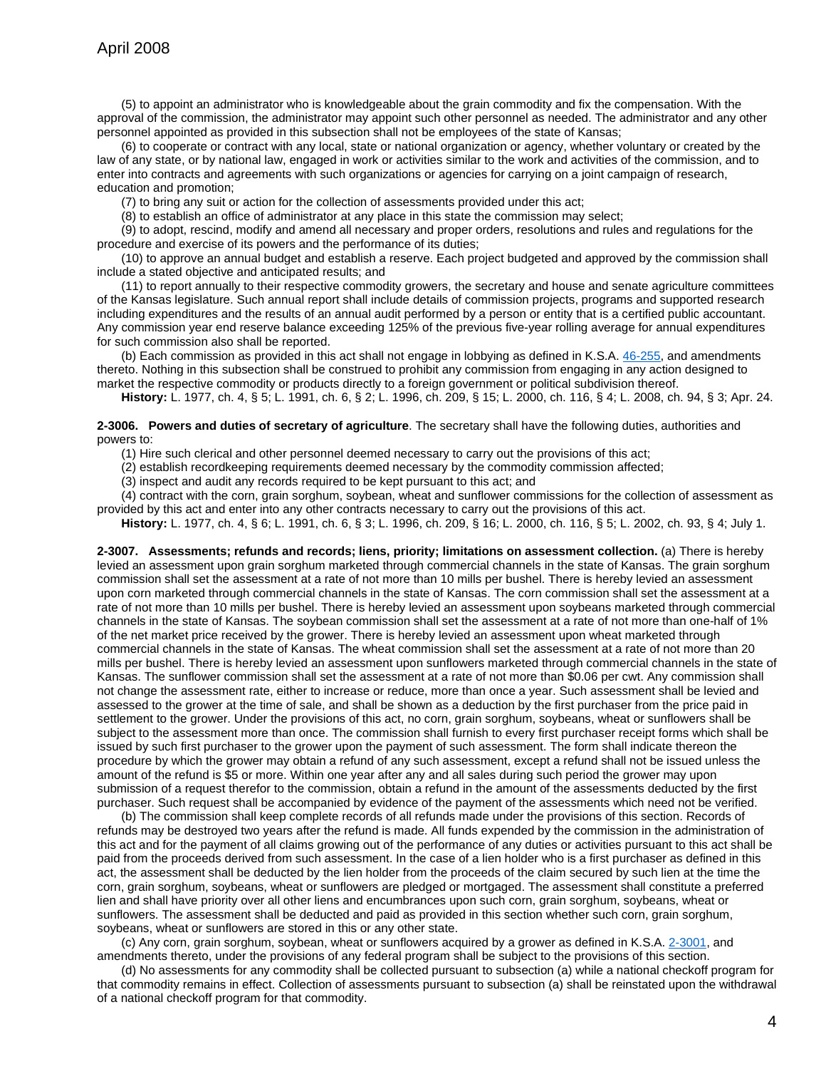(5) to appoint an administrator who is knowledgeable about the grain commodity and fix the compensation. With the approval of the commission, the administrator may appoint such other personnel as needed. The administrator and any other personnel appointed as provided in this subsection shall not be employees of the state of Kansas;

(6) to cooperate or contract with any local, state or national organization or agency, whether voluntary or created by the law of any state, or by national law, engaged in work or activities similar to the work and activities of the commission, and to enter into contracts and agreements with such organizations or agencies for carrying on a joint campaign of research, education and promotion;

(7) to bring any suit or action for the collection of assessments provided under this act;

(8) to establish an office of administrator at any place in this state the commission may select;

(9) to adopt, rescind, modify and amend all necessary and proper orders, resolutions and rules and regulations for the procedure and exercise of its powers and the performance of its duties;

(10) to approve an annual budget and establish a reserve. Each project budgeted and approved by the commission shall include a stated objective and anticipated results; and

(11) to report annually to their respective commodity growers, the secretary and house and senate agriculture committees of the Kansas legislature. Such annual report shall include details of commission projects, programs and supported research including expenditures and the results of an annual audit performed by a person or entity that is a certified public accountant. Any commission year end reserve balance exceeding 125% of the previous five-year rolling average for annual expenditures for such commission also shall be reported.

(b) Each commission as provided in this act shall not engage in lobbying as defined in K.S.A. 46-255, and amendments thereto. Nothing in this subsection shall be construed to prohibit any commission from engaging in any action designed to market the respective commodity or products directly to a foreign government or political subdivision thereof.

**History:** L. 1977, ch. 4, § 5; L. 1991, ch. 6, § 2; L. 1996, ch. 209, § 15; L. 2000, ch. 116, § 4; L. 2008, ch. 94, § 3; Apr. 24.

**2-3006. Powers and duties of secretary of agriculture**. The secretary shall have the following duties, authorities and powers to:

(1) Hire such clerical and other personnel deemed necessary to carry out the provisions of this act;

(2) establish recordkeeping requirements deemed necessary by the commodity commission affected;

(3) inspect and audit any records required to be kept pursuant to this act; and

(4) contract with the corn, grain sorghum, soybean, wheat and sunflower commissions for the collection of assessment as provided by this act and enter into any other contracts necessary to carry out the provisions of this act.

**History:** L. 1977, ch. 4, § 6; L. 1991, ch. 6, § 3; L. 1996, ch. 209, § 16; L. 2000, ch. 116, § 5; L. 2002, ch. 93, § 4; July 1.

**2-3007. Assessments; refunds and records; liens, priority; limitations on assessment collection.** (a) There is hereby levied an assessment upon grain sorghum marketed through commercial channels in the state of Kansas. The grain sorghum commission shall set the assessment at a rate of not more than 10 mills per bushel. There is hereby levied an assessment upon corn marketed through commercial channels in the state of Kansas. The corn commission shall set the assessment at a rate of not more than 10 mills per bushel. There is hereby levied an assessment upon soybeans marketed through commercial channels in the state of Kansas. The soybean commission shall set the assessment at a rate of not more than one-half of 1% of the net market price received by the grower. There is hereby levied an assessment upon wheat marketed through commercial channels in the state of Kansas. The wheat commission shall set the assessment at a rate of not more than 20 mills per bushel. There is hereby levied an assessment upon sunflowers marketed through commercial channels in the state of Kansas. The sunflower commission shall set the assessment at a rate of not more than $0.06 per cwt. Any commission shall not change the assessment rate, either to increase or reduce, more than once a year. Such assessment shall be levied and assessed to the grower at the time of sale, and shall be shown as a deduction by the first purchaser from the price paid in settlement to the grower. Under the provisions of this act, no corn, grain sorghum, soybeans, wheat or sunflowers shall be subject to the assessment more than once. The commission shall furnish to every first purchaser receipt forms which shall be issued by such first purchaser to the grower upon the payment of such assessment. The form shall indicate thereon the procedure by which the grower may obtain a refund of any such assessment, except a refund shall not be issued unless the amount of the refund is $5 or more. Within one year after any and all sales during such period the grower may upon submission of a request therefor to the commission, obtain a refund in the amount of the assessments deducted by the first purchaser. Such request shall be accompanied by evidence of the payment of the assessments which need not be verified.

(b) The commission shall keep complete records of all refunds made under the provisions of this section. Records of refunds may be destroyed two years after the refund is made. All funds expended by the commission in the administration of this act and for the payment of all claims growing out of the performance of any duties or activities pursuant to this act shall be paid from the proceeds derived from such assessment. In the case of a lien holder who is a first purchaser as defined in this act, the assessment shall be deducted by the lien holder from the proceeds of the claim secured by such lien at the time the corn, grain sorghum, soybeans, wheat or sunflowers are pledged or mortgaged. The assessment shall constitute a preferred lien and shall have priority over all other liens and encumbrances upon such corn, grain sorghum, soybeans, wheat or sunflowers. The assessment shall be deducted and paid as provided in this section whether such corn, grain sorghum, soybeans, wheat or sunflowers are stored in this or any other state.

(c) Any corn, grain sorghum, soybean, wheat or sunflowers acquired by a grower as defined in K.S.A. 2-3001, and amendments thereto, under the provisions of any federal program shall be subject to the provisions of this section.

(d) No assessments for any commodity shall be collected pursuant to subsection (a) while a national checkoff program for that commodity remains in effect. Collection of assessments pursuant to subsection (a) shall be reinstated upon the withdrawal of a national checkoff program for that commodity.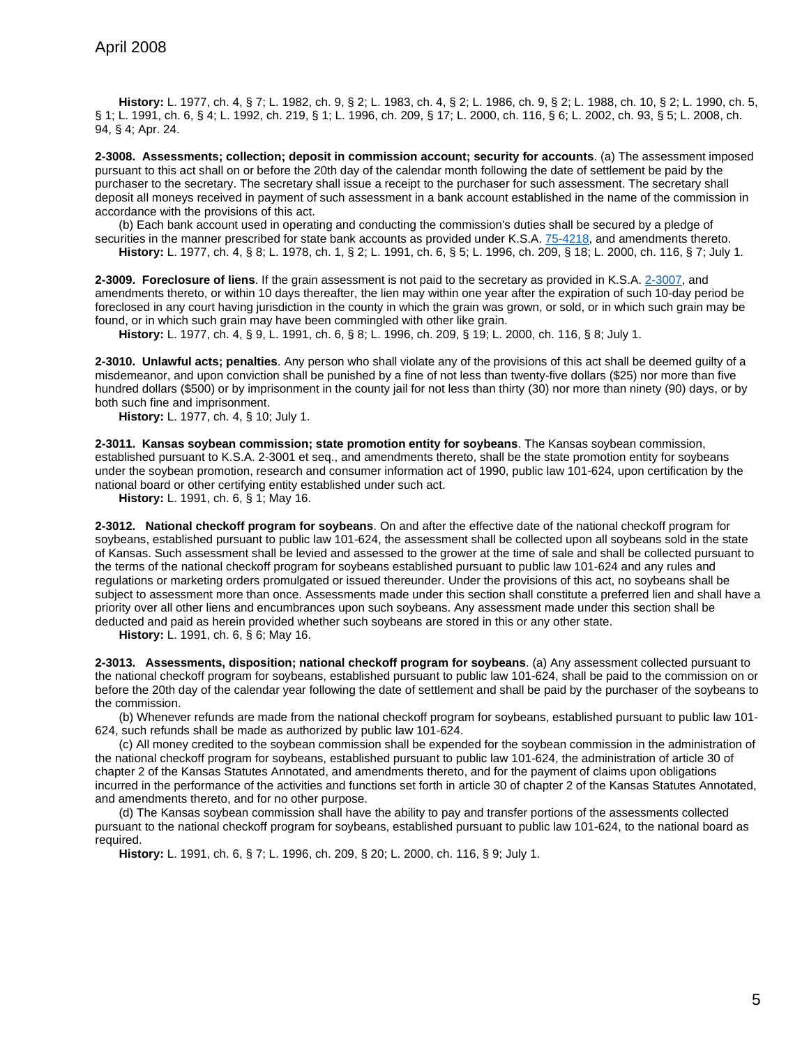**History:** L. 1977, ch. 4, § 7; L. 1982, ch. 9, § 2; L. 1983, ch. 4, § 2; L. 1986, ch. 9, § 2; L. 1988, ch. 10, § 2; L. 1990, ch. 5, § 1; L. 1991, ch. 6, § 4; L. 1992, ch. 219, § 1; L. 1996, ch. 209, § 17; L. 2000, ch. 116, § 6; L. 2002, ch. 93, § 5; L. 2008, ch. 94, § 4; Apr. 24.

**2-3008. Assessments; collection; deposit in commission account; security for accounts**. (a) The assessment imposed pursuant to this act shall on or before the 20th day of the calendar month following the date of settlement be paid by the purchaser to the secretary. The secretary shall issue a receipt to the purchaser for such assessment. The secretary shall deposit all moneys received in payment of such assessment in a bank account established in the name of the commission in accordance with the provisions of this act.

(b) Each bank account used in operating and conducting the commission's duties shall be secured by a pledge of securities in the manner prescribed for state bank accounts as provided under K.S.A. 75-4218, and amendments thereto.

**History:** L. 1977, ch. 4, § 8; L. 1978, ch. 1, § 2; L. 1991, ch. 6, § 5; L. 1996, ch. 209, § 18; L. 2000, ch. 116, § 7; July 1.

**2-3009. Foreclosure of liens**. If the grain assessment is not paid to the secretary as provided in K.S.A. 2-3007, and amendments thereto, or within 10 days thereafter, the lien may within one year after the expiration of such 10-day period be foreclosed in any court having jurisdiction in the county in which the grain was grown, or sold, or in which such grain may be found, or in which such grain may have been commingled with other like grain.

**History:** L. 1977, ch. 4, § 9, L. 1991, ch. 6, § 8; L. 1996, ch. 209, § 19; L. 2000, ch. 116, § 8; July 1.

**2-3010. Unlawful acts; penalties**. Any person who shall violate any of the provisions of this act shall be deemed guilty of a misdemeanor, and upon conviction shall be punished by a fine of not less than twenty-five dollars ($25) nor more than five hundred dollars ($500) or by imprisonment in the county jail for not less than thirty (30) nor more than ninety (90) days, or by both such fine and imprisonment.

**History:** L. 1977, ch. 4, § 10; July 1.

**2-3011. Kansas soybean commission; state promotion entity for soybeans**. The Kansas soybean commission, established pursuant to K.S.A. 2-3001 et seq., and amendments thereto, shall be the state promotion entity for soybeans under the soybean promotion, research and consumer information act of 1990, public law 101-624, upon certification by the national board or other certifying entity established under such act.

**History:** L. 1991, ch. 6, § 1; May 16.

**2-3012. National checkoff program for soybeans**. On and after the effective date of the national checkoff program for soybeans, established pursuant to public law 101-624, the assessment shall be collected upon all soybeans sold in the state of Kansas. Such assessment shall be levied and assessed to the grower at the time of sale and shall be collected pursuant to the terms of the national checkoff program for soybeans established pursuant to public law 101-624 and any rules and regulations or marketing orders promulgated or issued thereunder. Under the provisions of this act, no soybeans shall be subject to assessment more than once. Assessments made under this section shall constitute a preferred lien and shall have a priority over all other liens and encumbrances upon such soybeans. Any assessment made under this section shall be deducted and paid as herein provided whether such soybeans are stored in this or any other state.

**History:** L. 1991, ch. 6, § 6; May 16.

**2-3013. Assessments, disposition; national checkoff program for soybeans**. (a) Any assessment collected pursuant to the national checkoff program for soybeans, established pursuant to public law 101-624, shall be paid to the commission on or before the 20th day of the calendar year following the date of settlement and shall be paid by the purchaser of the soybeans to the commission.

(b) Whenever refunds are made from the national checkoff program for soybeans, established pursuant to public law 101-624, such refunds shall be made as authorized by public law 101-624.

(c) All money credited to the soybean commission shall be expended for the soybean commission in the administration of the national checkoff program for soybeans, established pursuant to public law 101-624, the administration of article 30 of chapter 2 of the Kansas Statutes Annotated, and amendments thereto, and for the payment of claims upon obligations incurred in the performance of the activities and functions set forth in article 30 of chapter 2 of the Kansas Statutes Annotated, and amendments thereto, and for no other purpose.

(d) The Kansas soybean commission shall have the ability to pay and transfer portions of the assessments collected pursuant to the national checkoff program for soybeans, established pursuant to public law 101-624, to the national board as required.

**History:** L. 1991, ch. 6, § 7; L. 1996, ch. 209, § 20; L. 2000, ch. 116, § 9; July 1.